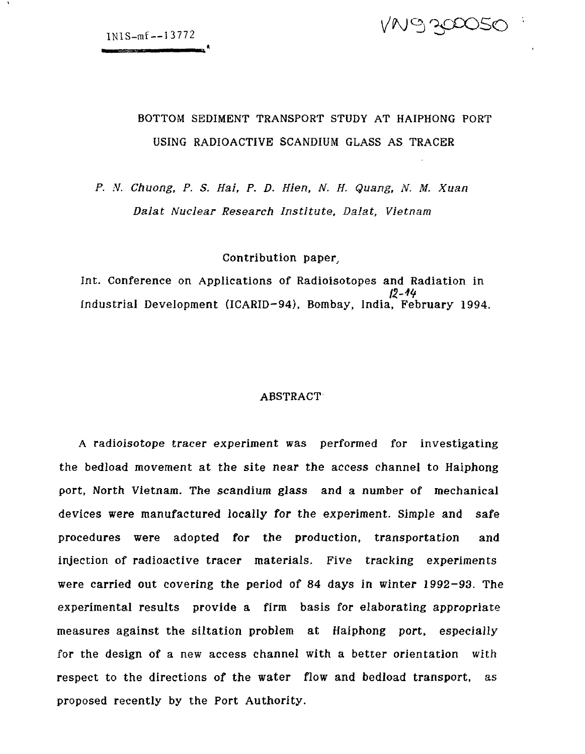INIS-mf--13772

VN9300050

# BOTTOM SEDIMENT TRANSPORT STUDY AT HAIPHONG PORT USING RADIOACTIVE SCANDIUM GLASS AS TRACER

*P. N. Chuong, P. S. Hai, P. D. Hien, N. H. Quang, N. M. Xuan*

*Dalat Nuclear Research Institute, Dalat, Vietnam*

Contribution paper,

Int. Conference on Applications of Radioisotopes and Radiation in Industrial Development (ICARID-94), Bombay, India, 12-14 February 1994.

## ABSTRACT

A radioisotope tracer experiment was performed for investigating the bedload movement at the site near the access channel to Haiphong port, North Vietnam. The scandium glass and a number of mechanical devices were manufactured locally for the experiment. Simple and safe procedures were adopted for the production, transportation and injection of radioactive tracer materials. Five tracking experiments were carried out covering the period of 84 days in winter 1992-93. The experimental results provide a firm basis for elaborating appropriate measures against the siltation problem at Haiphong port, especially for the design of a new access channel with a better orientation with respect to the directions of the water flow and bedload transport, as proposed recently by the Port Authority.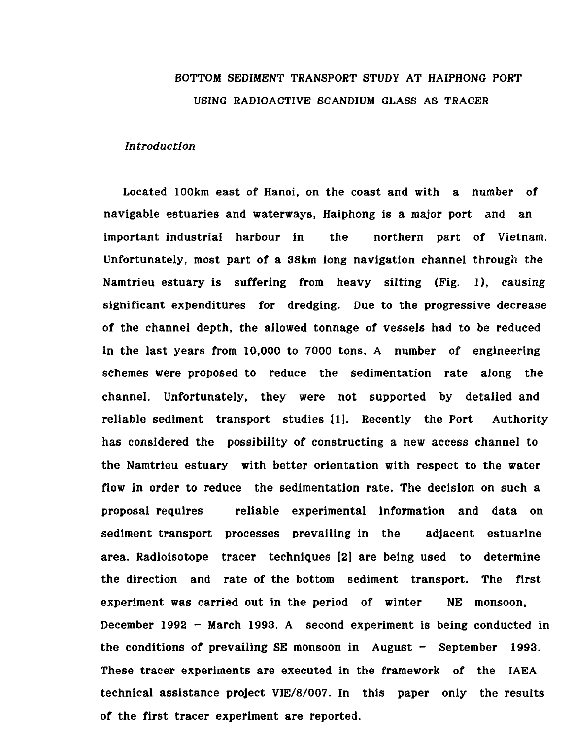# BOTTOM SEDIMENT TRANSPORT STUDY AT HAIPHONG PORT USING RADIOACTIVE SCANDIUM GLASS AS TRACER

## *Introduction*

Located 100km east of Hanoi, on the coast and with a number of navigable estuaries and waterways, Haiphong is a major port and an important industrial harbour in the northern part of Vietnam. Unfortunately, most part of a 38km long navigation channel through the Namtrieu estuary is suffering from heavy silting (Fig. 1), causing significant expenditures for dredging. Due to the progressive decrease of the channel depth, the allowed tonnage of vessels had to be reduced in the last years from 10,000 to 7000 tons. A number of engineering schemes were proposed to reduce the sedimentation rate along the channel. Unfortunately, they were not supported by detailed and reliable sediment transport studies [1]. Recently the Port Authority has considered the possibility of constructing a new access channel to the Namtrieu estuary with better orientation with respect to the water flow in order to reduce the sedimentation rate. The decision on such a proposal requires reliable experimental information and data on sediment transport processes prevailing in the adjacent estuarine area. Radioisotope tracer techniques [2] are being used to determine the direction and rate of the bottom sediment transport. The first experiment was carried out in the period of winter NE monsoon, December 1992 - March 1993. A second experiment is being conducted in the conditions of prevailing SE monsoon in August - September 1993. These tracer experiments are executed in the framework of the IAEA technical assistance project VIE/8/007. In this paper only the results of the first tracer experiment are reported.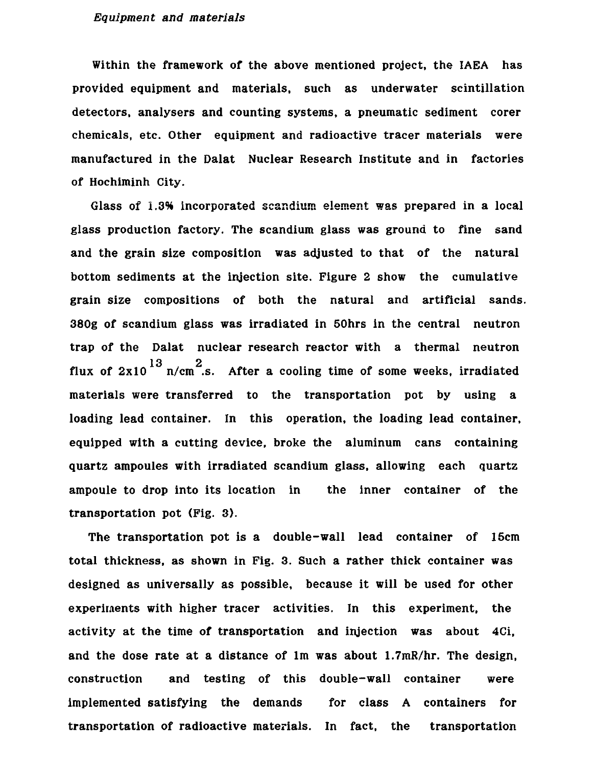*Equipment and materials*

Within the framework of the above mentioned project, the IAEA has provided equipment and materials, such as underwater scintillation detectors, analysers and counting systems, a pneumatic sediment corer chemicals, etc. Other equipment and radioactive tracer materials were manufactured in the Dalat Nuclear Research Institute and in factories of Hochiminh City.

Glass of 1.3% incorporated scandium element was prepared in a local glass production factory. The scandium glass was ground to fine sand and the grain size composition was adjusted to that of the natural bottom sediments at the injection site. Figure 2 show the cumulative grain size compositions of both the natural and artificial sands. 380g of scandium glass was irradiated in 50hrs in the central neutron trap of the Dalat nuclear research reactor with a thermal neutron flux of $2x10^{13}$ $n/cm^{2}.s$. After a cooling time of some weeks, irradiated materials were transferred to the transportation pot by using a loading lead container. In this operation, the loading lead container, equipped with a cutting device, broke the aluminum cans containing quartz ampoules with irradiated scandium glass, allowing each quartz ampoule to drop into its location in the inner container of the transportation pot (Fig. 3).

The transportation pot is a double-wall lead container of 15cm total thickness, as shown in Fig. 3. Such a rather thick container was designed as universally as possible, because it will be used for other experiments with higher tracer activities. In this experiment, the activity at the time of transportation and injection was about 4Ci, and the dose rate at a distance of 1m was about 1.7mR/hr. The design, construction and testing of this double-wall container were implemented satisfying the demands for class A containers for transportation of radioactive materials. In fact, the transportation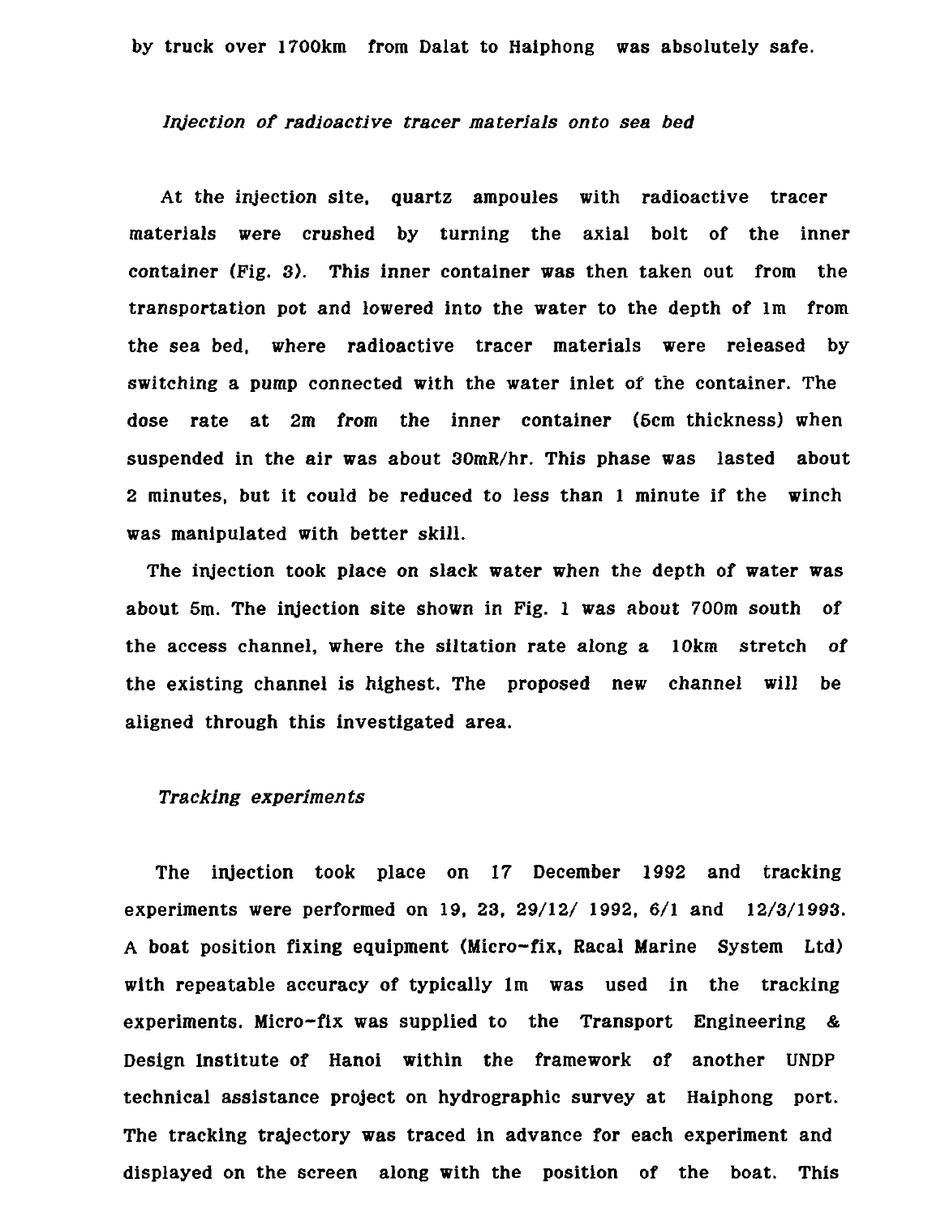by truck over 1700km from Dalat to Haiphong was absolutely safe.

### *Injection of radioactive tracer materials onto sea bed*

At the injection site, quartz ampoules with radioactive tracer materials were crushed by turning the axial bolt of the inner container (Fig. 3). This inner container was then taken out from the transportation pot and lowered into the water to the depth of 1m from the sea bed, where radioactive tracer materials were released by switching a pump connected with the water inlet of the container. The dose rate at 2m from the inner container (5cm thickness) when suspended in the air was about 30mR/hr. This phase was lasted about 2 minutes, but it could be reduced to less than 1 minute if the winch was manipulated with better skill.

The injection took place on slack water when the depth of water was about 5m. The injection site shown in Fig. 1 was about 700m south of the access channel, where the siltation rate along a 10km stretch of the existing channel is highest. The proposed new channel will be aligned through this investigated area.

### *Tracking experiments*

The injection took place on 17 December 1992 and tracking experiments were performed on 19, 23, 29/12/ 1992, 6/1 and 12/3/1993. A boat position fixing equipment (Micro-fix, Racal Marine System Ltd) with repeatable accuracy of typically 1m was used in the tracking experiments. Micro-fix was supplied to the Transport Engineering & Design Institute of Hanoi within the framework of another UNDP technical assistance project on hydrographic survey at Haiphong port. The tracking trajectory was traced in advance for each experiment and displayed on the screen along with the position of the boat. This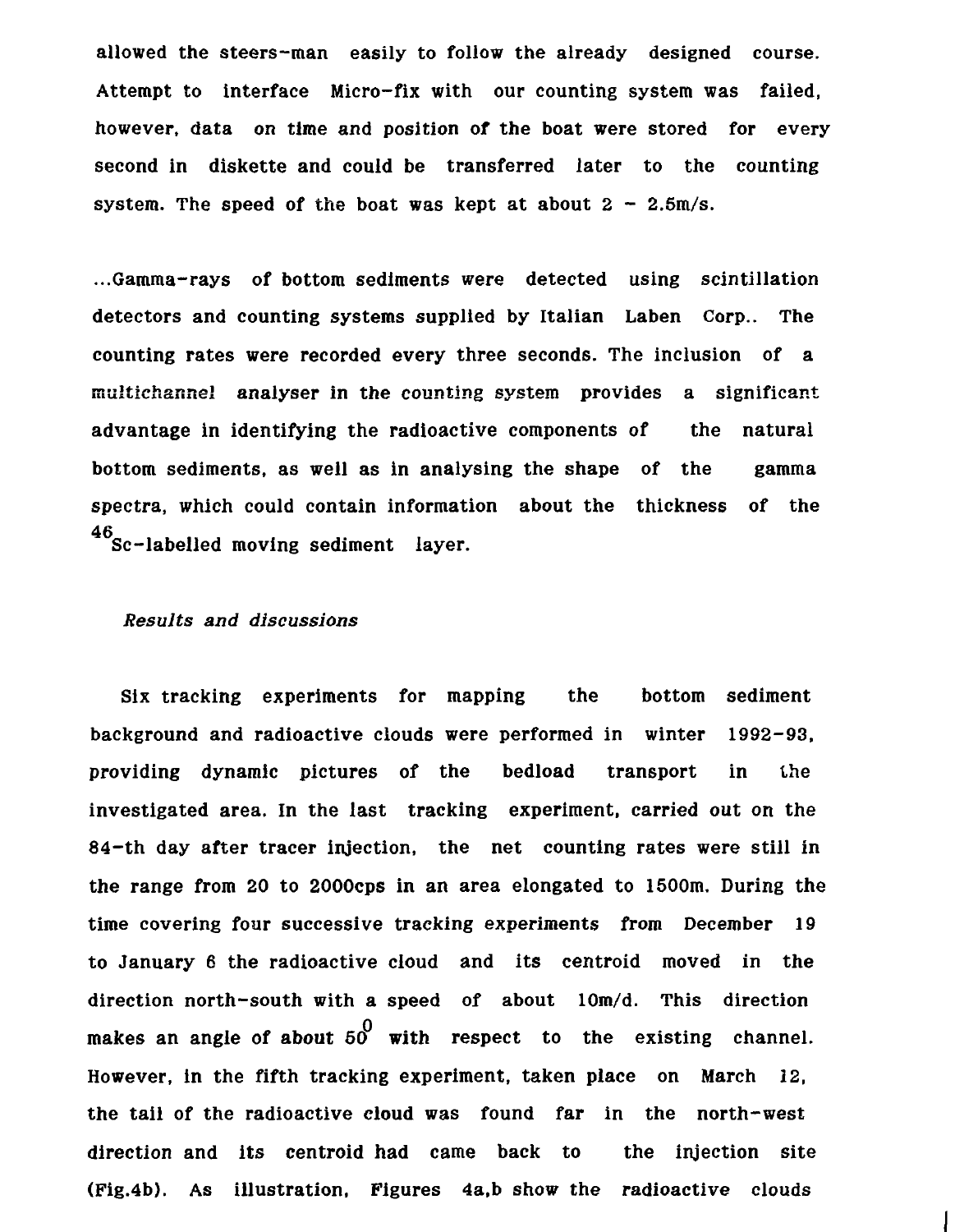allowed the steers-man easily to follow the already designed course. Attempt to interface Micro-fix with our counting system was failed, however, data on time and position of the boat were stored for every second in diskette and could be transferred later to the counting system. The speed of the boat was kept at about 2 - 2.5m/s.

...Gamma-rays of bottom sediments were detected using scintillation detectors and counting systems supplied by Italian Laben Corp.. The counting rates were recorded every three seconds. The inclusion of a multichannel analyser in the counting system provides a significant advantage in identifying the radioactive components of the natural bottom sediments, as well as in analysing the shape of the gamma spectra, which could contain information about the thickness of the $^{46}$Sc-labelled moving sediment layer.

*Results and discussions*

Six tracking experiments for mapping the bottom sediment background and radioactive clouds were performed in winter 1992-93, providing dynamic pictures of the bedload transport in the investigated area. In the last tracking experiment, carried out on the 84-th day after tracer injection, the net counting rates were still in the range from 20 to 2000cps in an area elongated to 1500m. During the time covering four successive tracking experiments from December 19 to January 6 the radioactive cloud and its centroid moved in the direction north-south with a speed of about 10m/d. This direction makes an angle of about $50^0$ with respect to the existing channel. However, in the fifth tracking experiment, taken place on March 12, the tail of the radioactive cloud was found far in the north-west direction and its centroid had came back to the injection site (Fig.4b). As illustration, Figures 4a,b show the radioactive clouds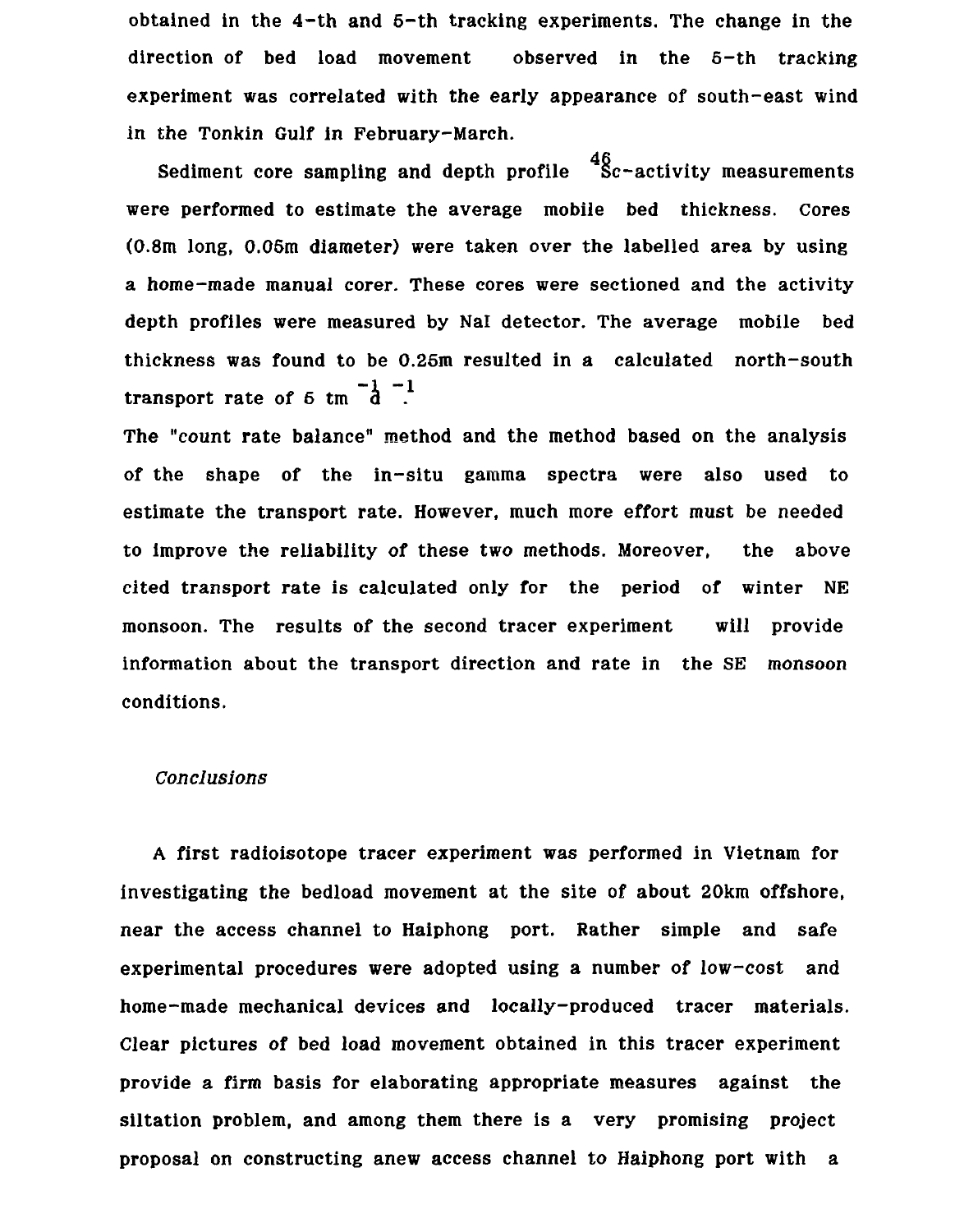obtained in the 4-th and 5-th tracking experiments. The change in the direction of bed load movement observed in the 5-th tracking experiment was correlated with the early appearance of south-east wind in the Tonkin Gulf in February-March.

Sediment core sampling and depth profile $^{46}Sc$-activity measurements were performed to estimate the average mobile bed thickness. Cores (0.8m long, 0.05m diameter) were taken over the labelled area by using a home-made manual corer. These cores were sectioned and the activity depth profiles were measured by NaI detector. The average mobile bed thickness was found to be 0.25m resulted in a calculated north-south transport rate of 5 $tm^{-1}d^{-1}$.

The "count rate balance" method and the method based on the analysis of the shape of the in-situ gamma spectra were also used to estimate the transport rate. However, much more effort must be needed to improve the reliability of these two methods. Moreover, the above cited transport rate is calculated only for the period of winter NE monsoon. The results of the second tracer experiment will provide information about the transport direction and rate in the SE monsoon conditions.

*Conclusions*

A first radioisotope tracer experiment was performed in Vietnam for investigating the bedload movement at the site of about 20km offshore, near the access channel to Haiphong port. Rather simple and safe experimental procedures were adopted using a number of low-cost and home-made mechanical devices and locally-produced tracer materials. Clear pictures of bed load movement obtained in this tracer experiment provide a firm basis for elaborating appropriate measures against the siltation problem, and among them there is a very promising project proposal on constructing anew access channel to Haiphong port with a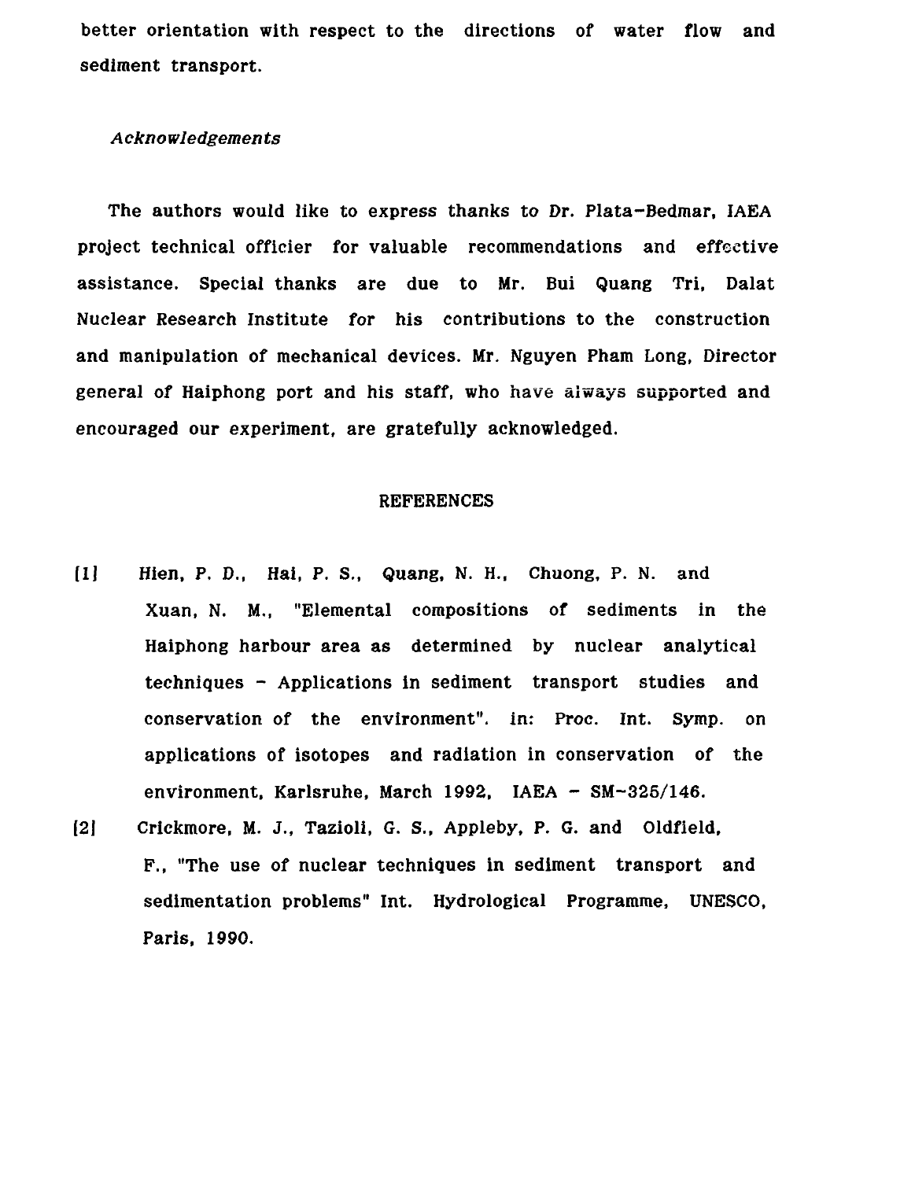better orientation with respect to the directions of water flow and sediment transport.

*Acknowledgements*

The authors would like to express thanks to Dr. Plata-Bedmar, IAEA project technical officier for valuable recommendations and effective assistance. Special thanks are due to Mr. Bui Quang Tri, Dalat Nuclear Research Institute for his contributions to the construction and manipulation of mechanical devices. Mr. Nguyen Pham Long, Director general of Haiphong port and his staff, who have always supported and encouraged our experiment, are gratefully acknowledged.

## REFERENCES

[1] Hien, P. D., Hai, P. S., Quang, N. H., Chuong, P. N. and Xuan, N. M., "Elemental compositions of sediments in the Haiphong harbour area as determined by nuclear analytical techniques - Applications in sediment transport studies and conservation of the environment". in: Proc. Int. Symp. on applications of isotopes and radiation in conservation of the environment, Karlsruhe, March 1992, IAEA - SM-325/146.

[2] Crickmore, M. J., Tazioli, G. S., Appleby, P. G. and Oldfield, F., "The use of nuclear techniques in sediment transport and sedimentation problems" Int. Hydrological Programme, UNESCO, Paris, 1990.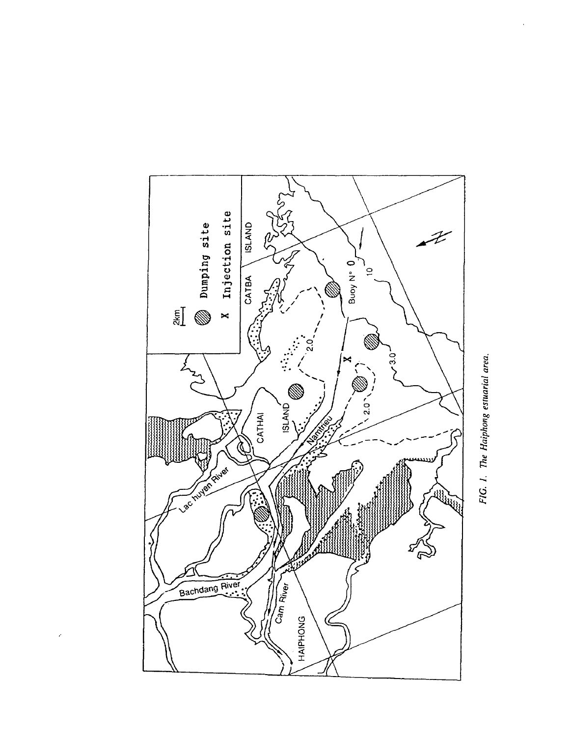FIG. 1. The Haiphong estuarial area.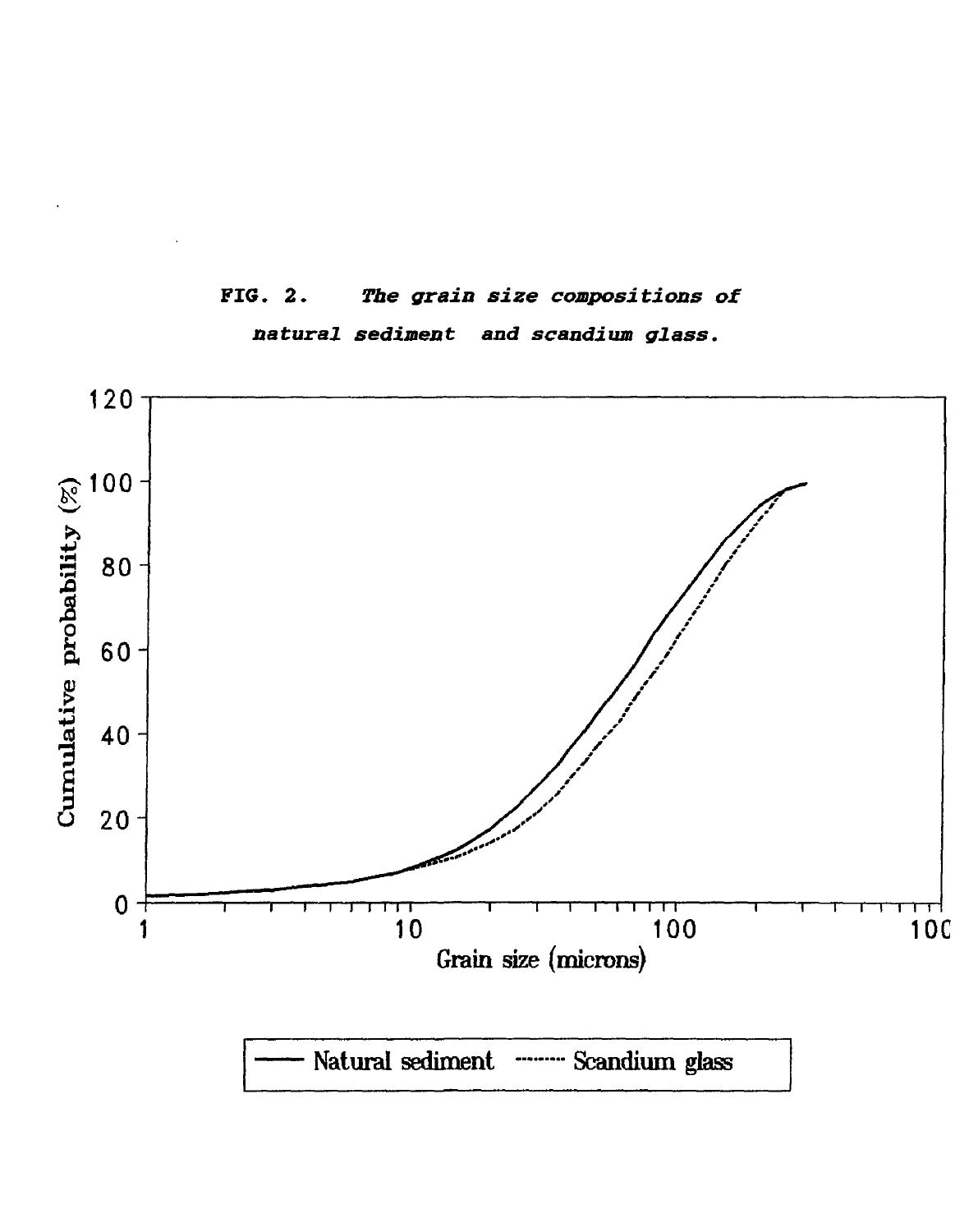***FIG. 2. The grain size compositions of natural sediment and scandium glass.***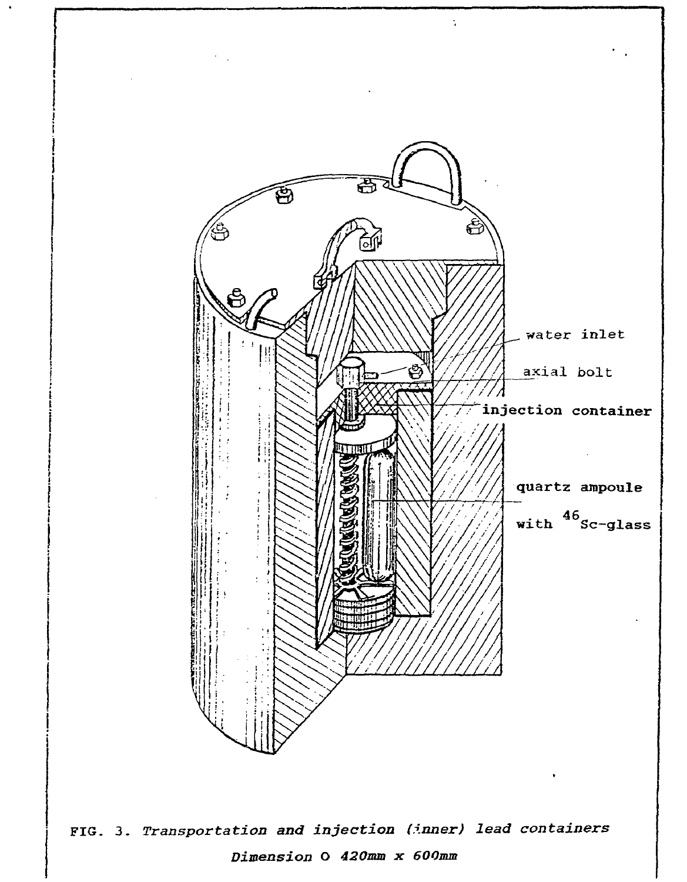water inlet

axial bolt

injection container

quartz ampoule

with $^{46}$Sc-glass

FIG. 3. *Transportation and injection (inner) lead containers*

*Dimension O 420mm x 600mm*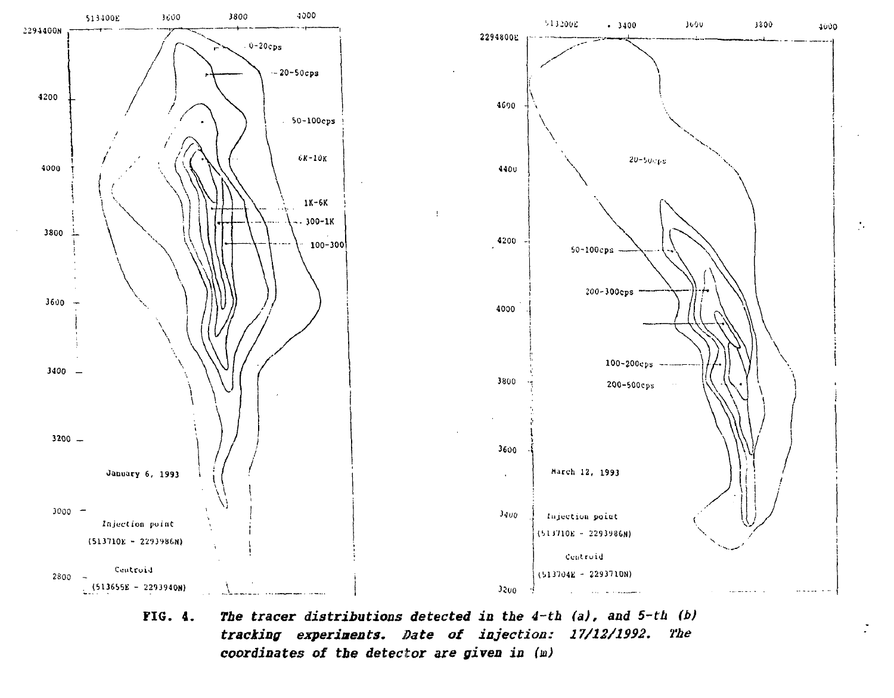513400E 3600 3800 4000

2294400N

4200

4000

3800

3600

3400

3200

3000

2800

0-20cps

20-50cps

50-100cps

6K-10K

1K-6K

300-1K

100-300

January 6, 1993

Injection point

(513710E - 2293986N)

Centroid

(513655E - 2293940N)

513200E 3400 3600 3800 4000

2294800E

4600

4400

4200

4000

3800

3600

3400

3200

20-50cps

50-100cps

200-300cps

100-200cps

200-500cps

March 12, 1993

Injection point

(513710E - 2293986N)

Centroid

(513704E - 2293710N)

**FIG. 4.** *The tracer distributions detected in the 4-th (a), and 5-th (b) tracking experiments. Date of injection: 17/12/1992. The coordinates of the detector are given in (m)*